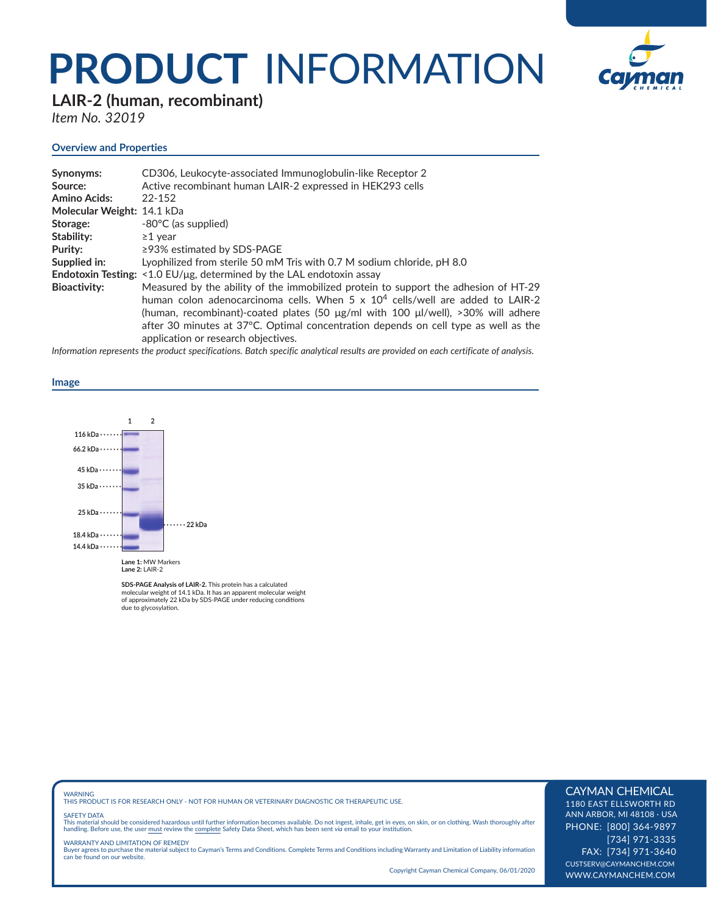# PRODUCT INFORMATION

## LAIR-2 (human, recombinant)

*Item No. 32019*

### Overview and Properties

**Synonyms:** CD306, Leukocyte-associated Immunoglobulin-like Receptor 2
**Source:** Active recombinant human LAIR-2 expressed in HEK293 cells
**Amino Acids:** 22-152
**Molecular Weight:** 14.1 kDa
**Storage:** -80°C (as supplied)
**Stability:** ≥1 year
**Purity:** ≥93% estimated by SDS-PAGE
**Supplied in:** Lyophilized from sterile 50 mM Tris with 0.7 M sodium chloride, pH 8.0
**Endotoxin Testing:** <1.0 EU/µg, determined by the LAL endotoxin assay
**Bioactivity:** Measured by the ability of the immobilized protein to support the adhesion of HT-29 human colon adenocarcinoma cells. When 5 x $10^4$ cells/well are added to LAIR-2 (human, recombinant)-coated plates (50 µg/ml with 100 µl/well), >30% will adhere after 30 minutes at 37°C. Optimal concentration depends on cell type as well as the application or research objectives.

*Information represents the product specifications. Batch specific analytical results are provided on each certificate of analysis.*

### Image

1 2

116 kDa
66.2 kDa
45 kDa
35 kDa
25 kDa
18.4 kDa
14.4 kDa

22 kDa

**Lane 1:** MW Markers
**Lane 2:** LAIR-2

**SDS-PAGE Analysis of LAIR-2.** This protein has a calculated molecular weight of 14.1 kDa. It has an apparent molecular weight of approximately 22 kDa by SDS-PAGE under reducing conditions due to glycosylation.

WARNING
THIS PRODUCT IS FOR RESEARCH ONLY - NOT FOR HUMAN OR VETERINARY DIAGNOSTIC OR THERAPEUTIC USE.

SAFETY DATA
This material should be considered hazardous until further information becomes available. Do not ingest, inhale, get in eyes, on skin, or on clothing. Wash thoroughly after handling. Before use, the user must review the complete Safety Data Sheet, which has been sent *via* email to your institution.

WARRANTY AND LIMITATION OF REMEDY
Buyer agrees to purchase the material subject to Cayman's Terms and Conditions. Complete Terms and Conditions including Warranty and Limitation of Liability information can be found on our website.

Copyright Cayman Chemical Company, 06/01/2020

CAYMAN CHEMICAL
1180 EAST ELLSWORTH RD
ANN ARBOR, MI 48108 · USA
PHONE: [800] 364-9897
[734] 971-3335
FAX: [734] 971-3640
CUSTSERV@CAYMANCHEM.COM
WWW.CAYMANCHEM.COM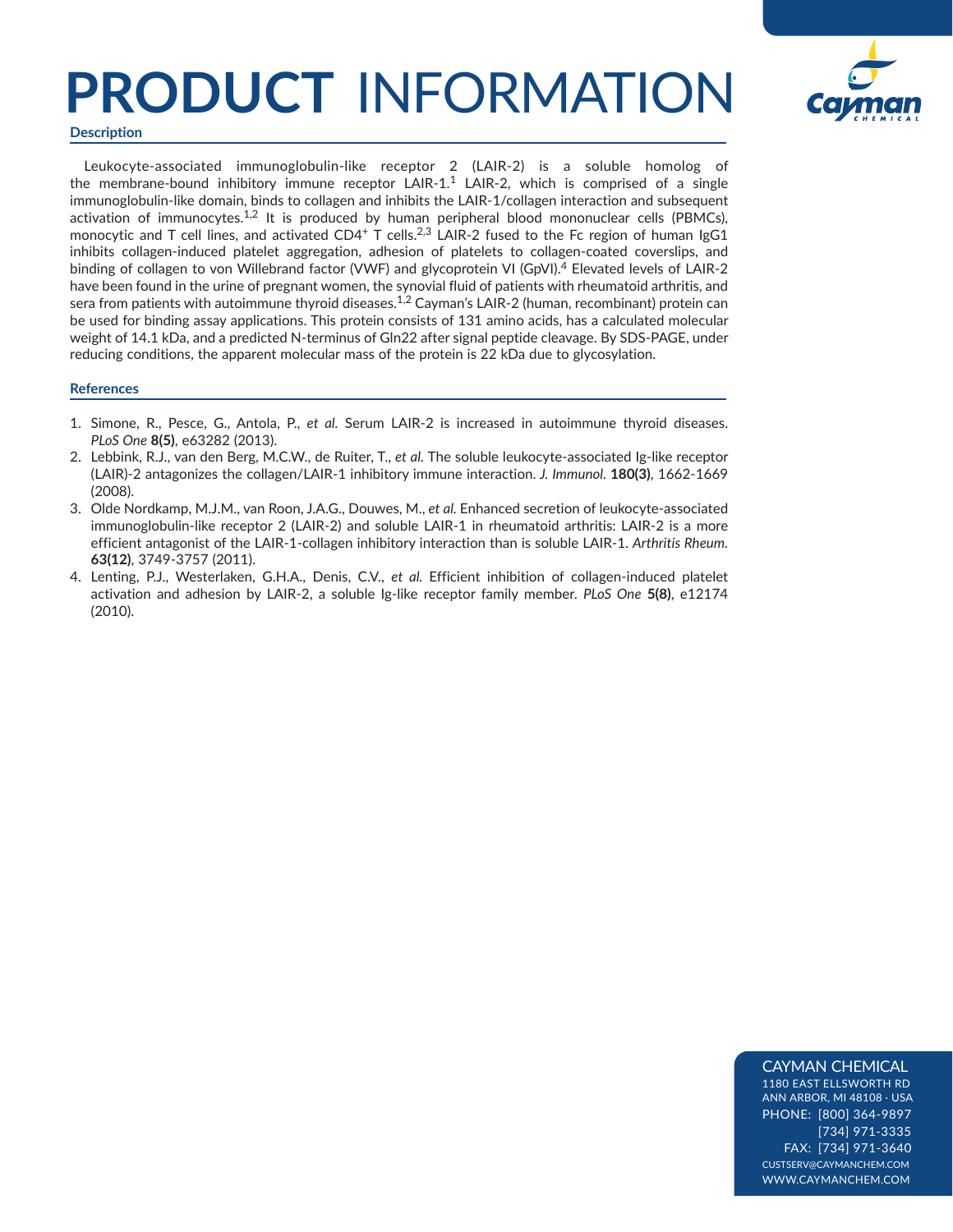# PRODUCT INFORMATION

## Description

Leukocyte-associated immunoglobulin-like receptor 2 (LAIR-2) is a soluble homolog of the membrane-bound inhibitory immune receptor LAIR-1.[1] LAIR-2, which is comprised of a single immunoglobulin-like domain, binds to collagen and inhibits the LAIR-1/collagen interaction and subsequent activation of immunocytes.[1,2] It is produced by human peripheral blood mononuclear cells (PBMCs), monocytic and T cell lines, and activated $CD4^+$ T cells.[2,3] LAIR-2 fused to the Fc region of human IgG1 inhibits collagen-induced platelet aggregation, adhesion of platelets to collagen-coated coverslips, and binding of collagen to von Willebrand factor (VWF) and glycoprotein VI (GpVI).[4] Elevated levels of LAIR-2 have been found in the urine of pregnant women, the synovial fluid of patients with rheumatoid arthritis, and sera from patients with autoimmune thyroid diseases.[1,2] Cayman's LAIR-2 (human, recombinant) protein can be used for binding assay applications. This protein consists of 131 amino acids, has a calculated molecular weight of 14.1 kDa, and a predicted N-terminus of Gln22 after signal peptide cleavage. By SDS-PAGE, under reducing conditions, the apparent molecular mass of the protein is 22 kDa due to glycosylation.

## References

1. Simone, R., Pesce, G., Antola, P., *et al.* Serum LAIR-2 is increased in autoimmune thyroid diseases. *PLoS One* **8(5)**, e63282 (2013).
2. Lebbink, R.J., van den Berg, M.C.W., de Ruiter, T., *et al.* The soluble leukocyte-associated Ig-like receptor (LAIR)-2 antagonizes the collagen/LAIR-1 inhibitory immune interaction. *J. Immunol.* **180(3)**, 1662-1669 (2008).
3. Olde Nordkamp, M.J.M., van Roon, J.A.G., Douwes, M., *et al.* Enhanced secretion of leukocyte-associated immunoglobulin-like receptor 2 (LAIR-2) and soluble LAIR-1 in rheumatoid arthritis: LAIR-2 is a more efficient antagonist of the LAIR-1-collagen inhibitory interaction than is soluble LAIR-1. *Arthritis Rheum.* **63(12)**, 3749-3757 (2011).
4. Lenting, P.J., Westerlaken, G.H.A., Denis, C.V., *et al.* Efficient inhibition of collagen-induced platelet activation and adhesion by LAIR-2, a soluble Ig-like receptor family member. *PLoS One* **5(8)**, e12174 (2010).

CAYMAN CHEMICAL
1180 EAST ELLSWORTH RD
ANN ARBOR, MI 48108 · USA
PHONE: [800] 364-9897
[734] 971-3335
FAX: [734] 971-3640
CUSTSERV@CAYMANCHEM.COM
WWW.CAYMANCHEM.COM